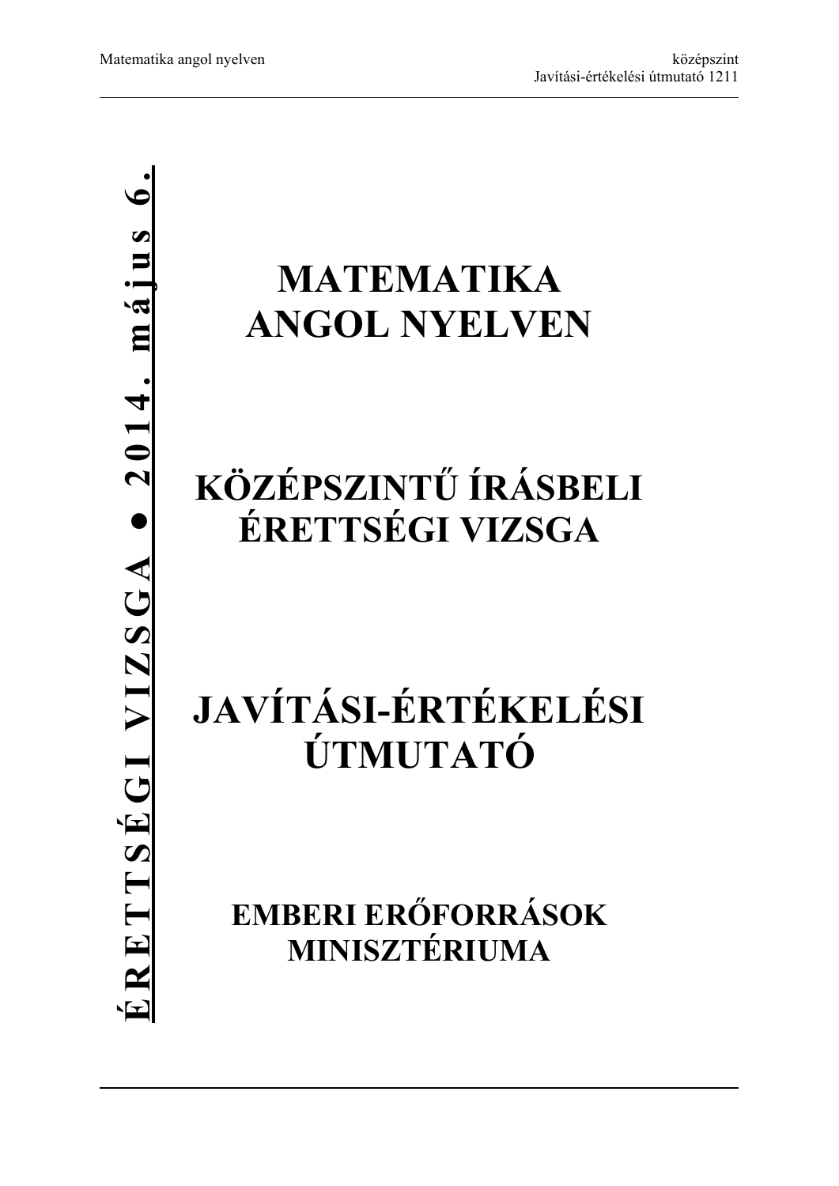**ÉRETTSÉGI VIZSGA • 2014. május 6.**

# MATEMATIKA ANGOL NYELVEN

# KÖZÉPSZINTŰ ÍRÁSBELI ÉRETTSÉGI VIZSGA

# JAVÍTÁSI-ÉRTÉKELÉSI ÚTMUTATÓ

## EMBERI ERŐFORRÁSOK MINISZTÉRIUMA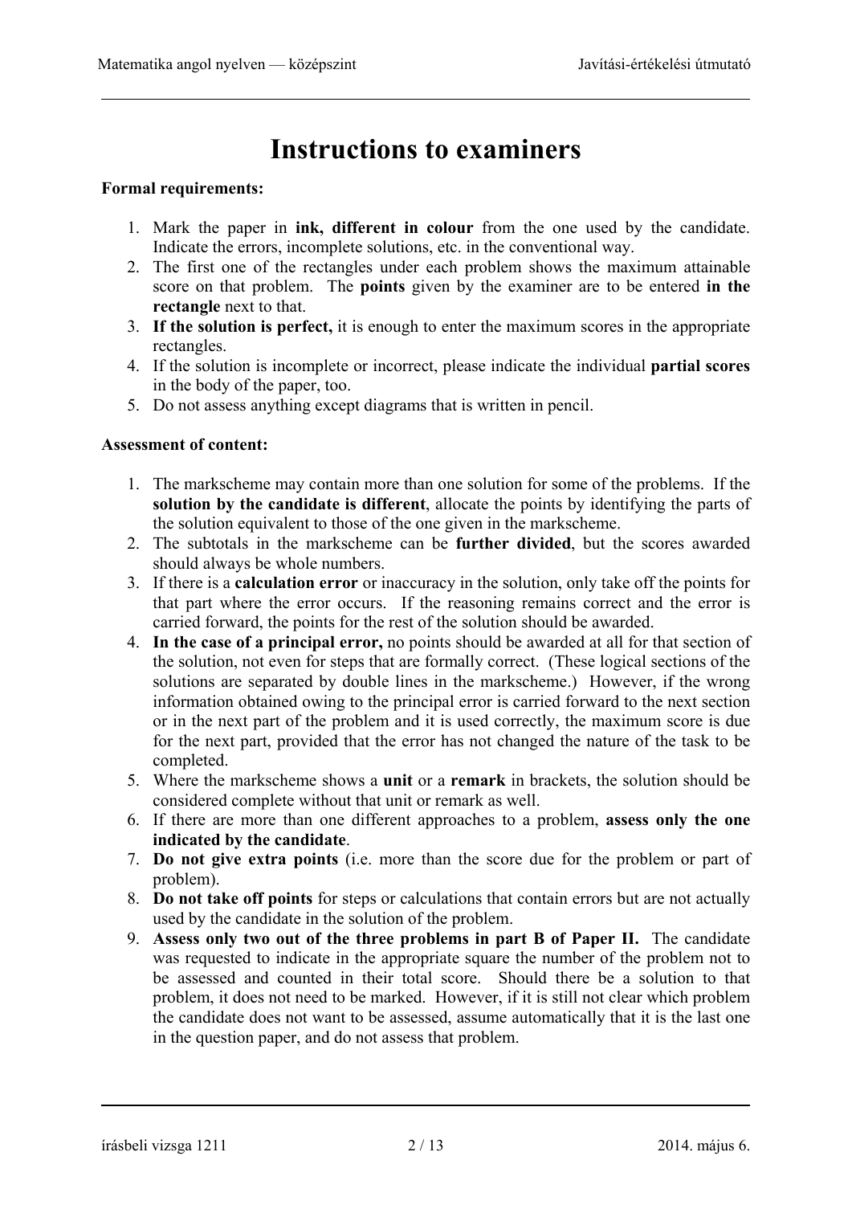# Instructions to examiners

**Formal requirements:**

1. Mark the paper in **ink, different in colour** from the one used by the candidate. Indicate the errors, incomplete solutions, etc. in the conventional way.
2. The first one of the rectangles under each problem shows the maximum attainable score on that problem. The **points** given by the examiner are to be entered **in the rectangle** next to that.
3. **If the solution is perfect,** it is enough to enter the maximum scores in the appropriate rectangles.
4. If the solution is incomplete or incorrect, please indicate the individual **partial scores** in the body of the paper, too.
5. Do not assess anything except diagrams that is written in pencil.

**Assessment of content:**

1. The markscheme may contain more than one solution for some of the problems. If the **solution by the candidate is different**, allocate the points by identifying the parts of the solution equivalent to those of the one given in the markscheme.
2. The subtotals in the markscheme can be **further divided**, but the scores awarded should always be whole numbers.
3. If there is a **calculation error** or inaccuracy in the solution, only take off the points for that part where the error occurs. If the reasoning remains correct and the error is carried forward, the points for the rest of the solution should be awarded.
4. **In the case of a principal error,** no points should be awarded at all for that section of the solution, not even for steps that are formally correct. (These logical sections of the solutions are separated by double lines in the markscheme.) However, if the wrong information obtained owing to the principal error is carried forward to the next section or in the next part of the problem and it is used correctly, the maximum score is due for the next part, provided that the error has not changed the nature of the task to be completed.
5. Where the markscheme shows a **unit** or a **remark** in brackets, the solution should be considered complete without that unit or remark as well.
6. If there are more than one different approaches to a problem, **assess only the one indicated by the candidate**.
7. **Do not give extra points** (i.e. more than the score due for the problem or part of problem).
8. **Do not take off points** for steps or calculations that contain errors but are not actually used by the candidate in the solution of the problem.
9. **Assess only two out of the three problems in part B of Paper II.** The candidate was requested to indicate in the appropriate square the number of the problem not to be assessed and counted in their total score. Should there be a solution to that problem, it does not need to be marked. However, if it is still not clear which problem the candidate does not want to be assessed, assume automatically that it is the last one in the question paper, and do not assess that problem.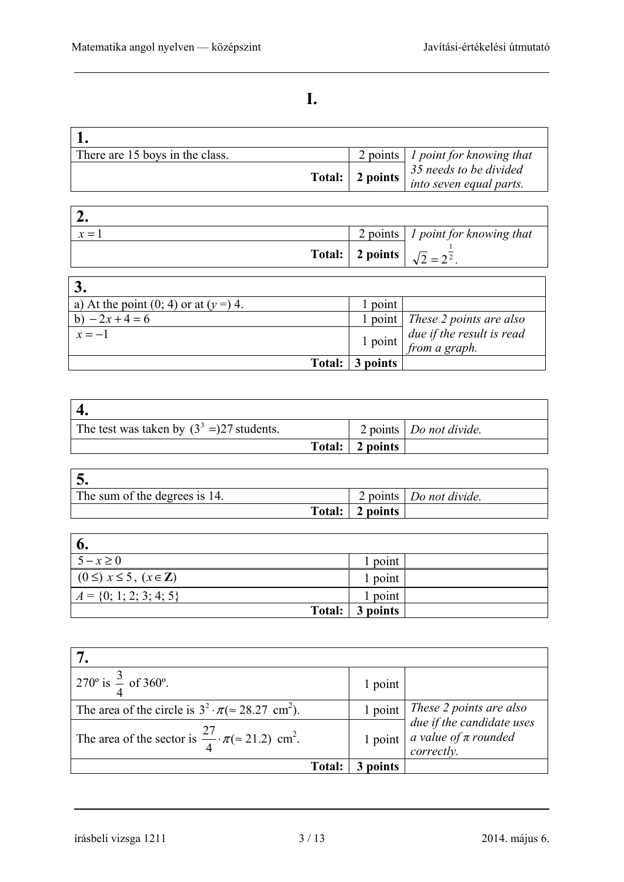# I.

| 1. | | |
|---|---|---|
| There are 15 boys in the class. | 2 points | *1 point for knowing that 35 needs to be divided into seven equal parts.* |
| **Total:** | **2 points** | |

| 2. | | |
|---|---|---|
| $x = 1$ | 2 points | *1 point for knowing that* $\sqrt{2} = 2^{\frac{1}{2}}$. |
| **Total:** | **2 points** | |

| 3. | | |
|---|---|---|
| a) At the point (0; 4) or at ($y$ =) 4. | 1 point | |
| b) $-2x + 4 = 6$ | 1 point | *These 2 points are also due if the result is read from a graph.* |
| $x = -1$ | 1 point | |
| **Total:** | **3 points** | |

| 4. | | |
|---|---|---|
| The test was taken by $(3^3 =)27$ students. | 2 points | *Do not divide.* |
| **Total:** | **2 points** | |

| 5. | | |
|---|---|---|
| The sum of the degrees is 14. | 2 points | *Do not divide.* |
| **Total:** | **2 points** | |

| 6. | | |
|---|---|---|
| $5 - x \geq 0$ | 1 point | |
| $(0 \leq)\ x \leq 5,\ (x \in \mathbf{Z})$ | 1 point | |
| $A = \{0; 1; 2; 3; 4; 5\}$ | 1 point | |
| **Total:** | **3 points** | |

| 7. | | |
|---|---|---|
| 270º is $\frac{3}{4}$ of 360º. | 1 point | |
| The area of the circle is $3^2 \cdot \pi (\approx 28.27\ \text{cm}^2)$. | 1 point | *These 2 points are also due if the candidate uses a value of π rounded correctly.* |
| The area of the sector is $\frac{27}{4} \cdot \pi (\approx 21.2)\ \text{cm}^2$. | 1 point | |
| **Total:** | **3 points** | |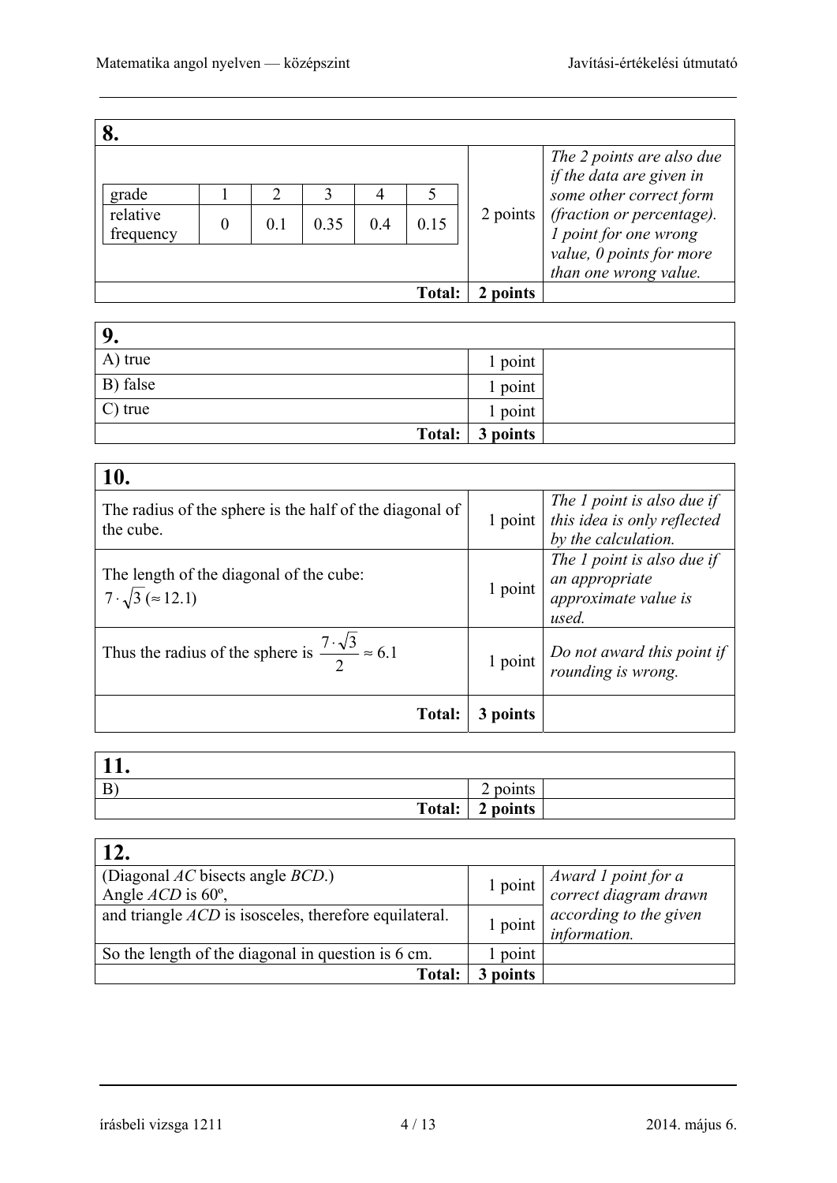## 8.

| grade | 1 | 2 | 3 | 4 | 5 |
|---|---|---|---|---|---|
| relative frequency | 0 | 0.1 | 0.35 | 0.4 | 0.15 |

| | | |
|---|---|---|
| (table above) | 2 points | *The 2 points are also due if the data are given in some other correct form (fraction or percentage). 1 point for one wrong value, 0 points for more than one wrong value.* |
| **Total:** | **2 points** | |

## 9.

| | | |
|---|---|---|
| A) true | 1 point | |
| B) false | 1 point | |
| C) true | 1 point | |
| **Total:** | **3 points** | |

## 10.

| | | |
|---|---|---|
| The radius of the sphere is the half of the diagonal of the cube. | 1 point | *The 1 point is also due if this idea is only reflected by the calculation.* |
| The length of the diagonal of the cube: $7 \cdot \sqrt{3}$ ($\approx 12.1$) | 1 point | *The 1 point is also due if an appropriate approximate value is used.* |
| Thus the radius of the sphere is $\frac{7 \cdot \sqrt{3}}{2} \approx 6.1$ | 1 point | *Do not award this point if rounding is wrong.* |
| **Total:** | **3 points** | |

## 11.

| | | |
|---|---|---|
| B) | 2 points | |
| **Total:** | **2 points** | |

## 12.

| | | |
|---|---|---|
| (Diagonal *AC* bisects angle *BCD*.) Angle *ACD* is 60º, | 1 point | *Award 1 point for a correct diagram drawn according to the given information.* |
| and triangle *ACD* is isosceles, therefore equilateral. | 1 point | |
| So the length of the diagonal in question is 6 cm. | 1 point | |
| **Total:** | **3 points** | |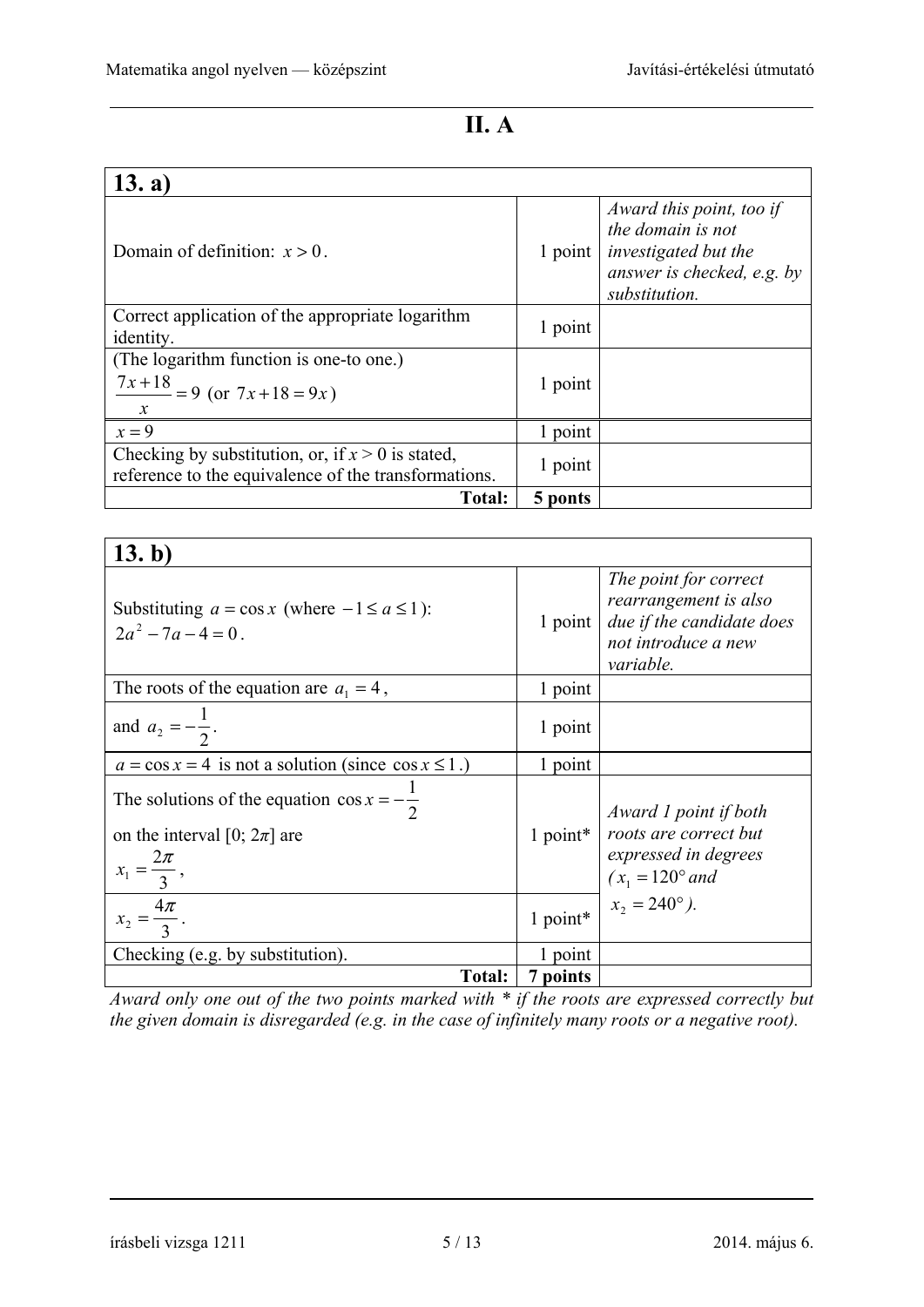# II. A

| 13. a) | | |
|---|---|---|
| Domain of definition: $x > 0$. | 1 point | *Award this point, too if the domain is not investigated but the answer is checked, e.g. by substitution.* |
| Correct application of the appropriate logarithm identity. | 1 point | |
| (The logarithm function is one-to one.) $\frac{7x+18}{x} = 9$ (or $7x+18 = 9x$) | 1 point | |
| $x = 9$ | 1 point | |
| Checking by substitution, or, if $x > 0$ is stated, reference to the equivalence of the transformations. | 1 point | |
| **Total:** | **5 ponts** | |

| 13. b) | | |
|---|---|---|
| Substituting $a = \cos x$ (where $-1 \le a \le 1$): $2a^2 - 7a - 4 = 0$. | 1 point | *The point for correct rearrangement is also due if the candidate does not introduce a new variable.* |
| The roots of the equation are $a_1 = 4$, | 1 point | |
| and $a_2 = -\frac{1}{2}$. | 1 point | |
| $a = \cos x = 4$ is not a solution (since $\cos x \le 1$.) | 1 point | |
| The solutions of the equation $\cos x = -\frac{1}{2}$ on the interval $[0; 2\pi]$ are $x_1 = \frac{2\pi}{3}$, | 1 point* | *Award 1 point if both roots are correct but expressed in degrees ($x_1 = 120°$ and $x_2 = 240°$).* |
| $x_2 = \frac{4\pi}{3}$. | 1 point* | |
| Checking (e.g. by substitution). | 1 point | |
| **Total:** | **7 points** | |

*Award only one out of the two points marked with * if the roots are expressed correctly but the given domain is disregarded (e.g. in the case of infinitely many roots or a negative root).*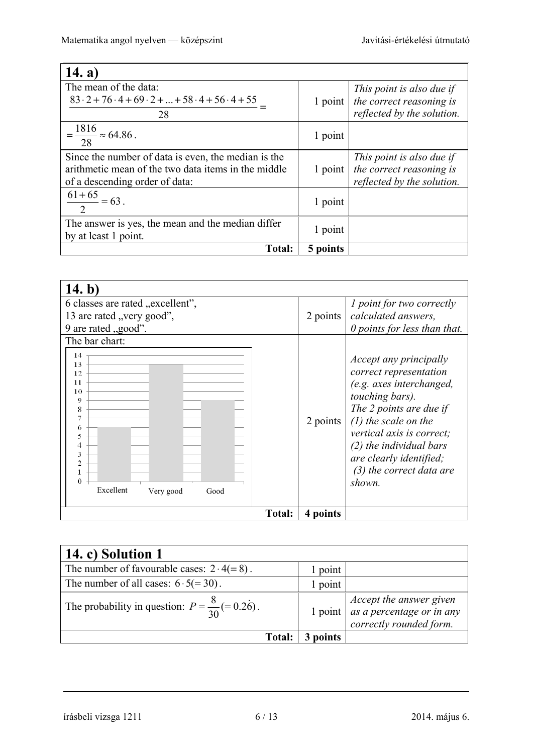| **14. a)** | | |
|---|---|---|
| The mean of the data: $\frac{83 \cdot 2 + 76 \cdot 4 + 69 \cdot 2 + ... + 58 \cdot 4 + 56 \cdot 4 + 55}{28} =$ | 1 point | *This point is also due if the correct reasoning is reflected by the solution.* |
| $= \frac{1816}{28} \approx 64.86$. | 1 point | |
| Since the number of data is even, the median is the arithmetic mean of the two data items in the middle of a descending order of data: | 1 point | *This point is also due if the correct reasoning is reflected by the solution.* |
| $\frac{61 + 65}{2} = 63$. | 1 point | |
| The answer is yes, the mean and the median differ by at least 1 point. | 1 point | |
| **Total:** | **5 points** | |

| **14. b)** | | |
|---|---|---|
| 6 classes are rated „excellent", 13 are rated „very good", 9 are rated „good". | 2 points | *1 point for two correctly calculated answers, 0 points for less than that.* |
| The bar chart: (bar chart: Excellent 6, Very good 13, Good 9; vertical axis 0–14) | 2 points | *Accept any principally correct representation (e.g. axes interchanged, touching bars). The 2 points are due if (1) the scale on the vertical axis is correct; (2) the individual bars are clearly identified; (3) the correct data are shown.* |
| **Total:** | **4 points** | |

| **14. c) Solution 1** | | |
|---|---|---|
| The number of favourable cases: $2 \cdot 4 (= 8)$. | 1 point | |
| The number of all cases: $6 \cdot 5 (= 30)$. | 1 point | |
| The probability in question: $P = \frac{8}{30} (= 0.2\dot{6})$. | 1 point | *Accept the answer given as a percentage or in any correctly rounded form.* |
| **Total:** | **3 points** | |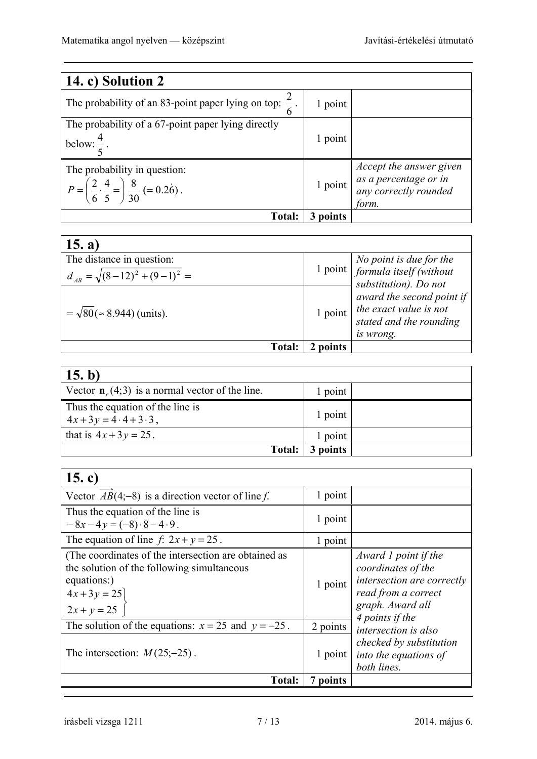| 14. c) Solution 2 | | |
|---|---|---|
| The probability of an 83-point paper lying on top: $\frac{2}{6}$. | 1 point | |
| The probability of a 67-point paper lying directly below: $\frac{4}{5}$. | 1 point | |
| The probability in question: $P = \left(\frac{2}{6} \cdot \frac{4}{5} =\right) \frac{8}{30}$ $(= 0.2\dot{6})$. | 1 point | *Accept the answer given as a percentage or in any correctly rounded form.* |
| **Total:** | **3 points** | |

| 15. a) | | |
|---|---|---|
| The distance in question: $d_{AB} = \sqrt{(8-12)^2 + (9-1)^2} =$ | 1 point | *No point is due for the formula itself (without substitution). Do not award the second point if the exact value is not stated and the rounding is wrong.* |
| $= \sqrt{80} (\approx 8.944)$ (units). | 1 point | |
| **Total:** | **2 points** | |

| 15. b) | | |
|---|---|---|
| Vector $\mathbf{n}_e(4;3)$ is a normal vector of the line. | 1 point | |
| Thus the equation of the line is $4x + 3y = 4 \cdot 4 + 3 \cdot 3$, | 1 point | |
| that is $4x + 3y = 25$. | 1 point | |
| **Total:** | **3 points** | |

| 15. c) | | |
|---|---|---|
| Vector $\overrightarrow{AB}(4;-8)$ is a direction vector of line *f*. | 1 point | |
| Thus the equation of the line is $-8x - 4y = (-8) \cdot 8 - 4 \cdot 9$. | 1 point | |
| The equation of line *f*: $2x + y = 25$. | 1 point | |
| (The coordinates of the intersection are obtained as the solution of the following simultaneous equations:) $\left.\begin{array}{l} 4x + 3y = 25 \\ 2x + y = 25 \end{array}\right\}$ | 1 point | *Award 1 point if the coordinates of the intersection are correctly read from a correct graph. Award all 4 points if the intersection is also checked by substitution into the equations of both lines.* |
| The solution of the equations: $x = 25$ and $y = -25$. | 2 points | |
| The intersection: $M(25;-25)$. | 1 point | |
| **Total:** | **7 points** | |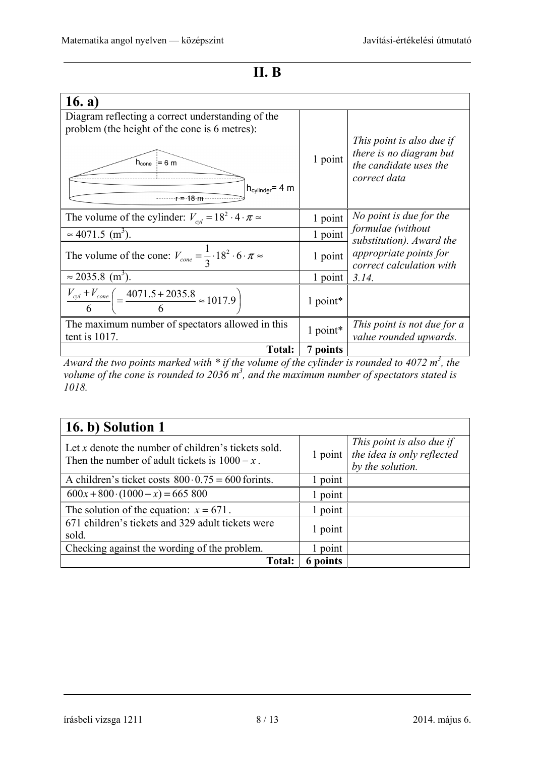# II. B

| 16. a) | | |
|---|---|---|
| Diagram reflecting a correct understanding of the problem (the height of the cone is 6 metres): $h_{cone} = 6$ m, $h_{cylinder} = 4$ m, $r = 18$ m | 1 point | *This point is also due if there is no diagram but the candidate uses the correct data* |
| The volume of the cylinder: $V_{cyl} = 18^2 \cdot 4 \cdot \pi \approx$ | 1 point | *No point is due for the formulae (without substitution). Award the appropriate points for correct calculation with 3.14.* |
| $\approx 4071.5$ ($m^3$). | 1 point | |
| The volume of the cone: $V_{cone} = \frac{1}{3} \cdot 18^2 \cdot 6 \cdot \pi \approx$ | 1 point | |
| $\approx 2035.8$ ($m^3$). | 1 point | |
| $\frac{V_{cyl} + V_{cone}}{6} \left( = \frac{4071.5 + 2035.8}{6} \approx 1017.9 \right)$ | 1 point* | |
| The maximum number of spectators allowed in this tent is 1017. | 1 point* | *This point is not due for a value rounded upwards.* |
| **Total:** | **7 points** | |

*Award the two points marked with * if the volume of the cylinder is rounded to 4072 $m^3$, the volume of the cone is rounded to 2036 $m^3$, and the maximum number of spectators stated is 1018.*

| 16. b) Solution 1 | | |
|---|---|---|
| Let $x$ denote the number of children's tickets sold. Then the number of adult tickets is $1000 - x$. | 1 point | *This point is also due if the idea is only reflected by the solution.* |
| A children's ticket costs $800 \cdot 0.75 = 600$ forints. | 1 point | |
| $600x + 800 \cdot (1000 - x) = 665\ 800$ | 1 point | |
| The solution of the equation: $x = 671$. | 1 point | |
| 671 children's tickets and 329 adult tickets were sold. | 1 point | |
| Checking against the wording of the problem. | 1 point | |
| **Total:** | **6 points** | |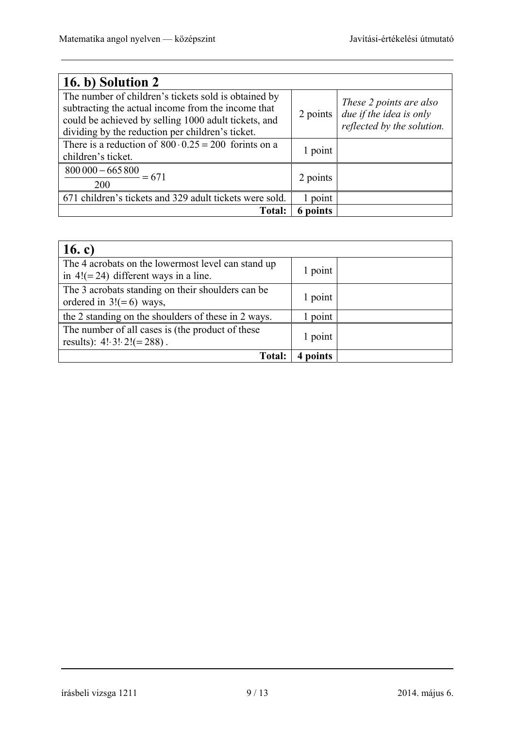| **16. b) Solution 2** | | |
|---|---|---|
| The number of children's tickets sold is obtained by subtracting the actual income from the income that could be achieved by selling 1000 adult tickets, and dividing by the reduction per children's ticket. | 2 points | *These 2 points are also due if the idea is only reflected by the solution.* |
| There is a reduction of $800 \cdot 0.25 = 200$ forints on a children's ticket. | 1 point | |
| $\dfrac{800\,000 - 665\,800}{200} = 671$ | 2 points | |
| 671 children's tickets and 329 adult tickets were sold. | 1 point | |
| **Total:** | **6 points** | |

| **16. c)** | | |
|---|---|---|
| The 4 acrobats on the lowermost level can stand up in $4!(=24)$ different ways in a line. | 1 point | |
| The 3 acrobats standing on their shoulders can be ordered in $3!(=6)$ ways, | 1 point | |
| the 2 standing on the shoulders of these in 2 ways. | 1 point | |
| The number of all cases is (the product of these results): $4! \cdot 3! \cdot 2!(=288)$. | 1 point | |
| **Total:** | **4 points** | |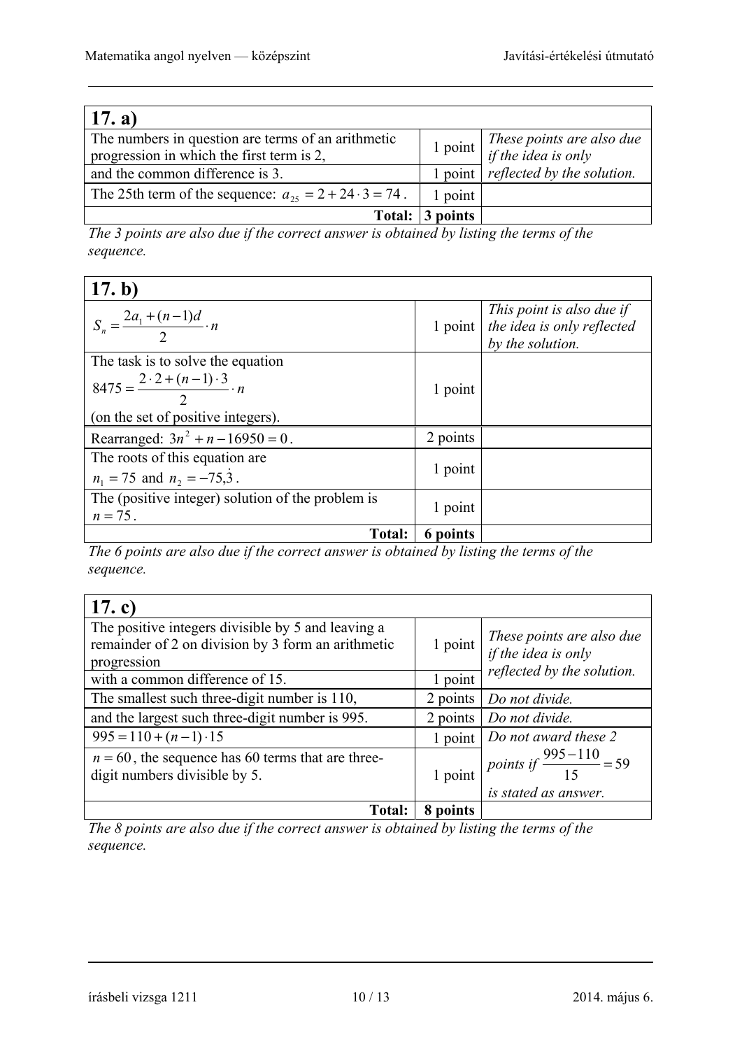| **17. a)** | | |
|---|---|---|
| The numbers in question are terms of an arithmetic progression in which the first term is 2, | 1 point | *These points are also due if the idea is only reflected by the solution.* |
| and the common difference is 3. | 1 point | |
| The 25th term of the sequence: $a_{25} = 2 + 24 \cdot 3 = 74$. | 1 point | |
| **Total:** | **3 points** | |

*The 3 points are also due if the correct answer is obtained by listing the terms of the sequence.*

| **17. b)** | | |
|---|---|---|
| $S_n = \dfrac{2a_1 + (n-1)d}{2} \cdot n$ | 1 point | *This point is also due if the idea is only reflected by the solution.* |
| The task is to solve the equation $8475 = \dfrac{2 \cdot 2 + (n-1) \cdot 3}{2} \cdot n$ (on the set of positive integers). | 1 point | |
| Rearranged: $3n^2 + n - 16950 = 0$. | 2 points | |
| The roots of this equation are $n_1 = 75$ and $n_2 = -75,\dot{3}$. | 1 point | |
| The (positive integer) solution of the problem is $n = 75$. | 1 point | |
| **Total:** | **6 points** | |

*The 6 points are also due if the correct answer is obtained by listing the terms of the sequence.*

| **17. c)** | | |
|---|---|---|
| The positive integers divisible by 5 and leaving a remainder of 2 on division by 3 form an arithmetic progression | 1 point | *These points are also due if the idea is only reflected by the solution.* |
| with a common difference of 15. | 1 point | |
| The smallest such three-digit number is 110, | 2 points | *Do not divide.* |
| and the largest such three-digit number is 995. | 2 points | *Do not divide.* |
| $995 = 110 + (n-1) \cdot 15$ | 1 point | *Do not award these 2 points if $\dfrac{995-110}{15} = 59$ is stated as answer.* |
| $n = 60$, the sequence has 60 terms that are three-digit numbers divisible by 5. | 1 point | |
| **Total:** | **8 points** | |

*The 8 points are also due if the correct answer is obtained by listing the terms of the sequence.*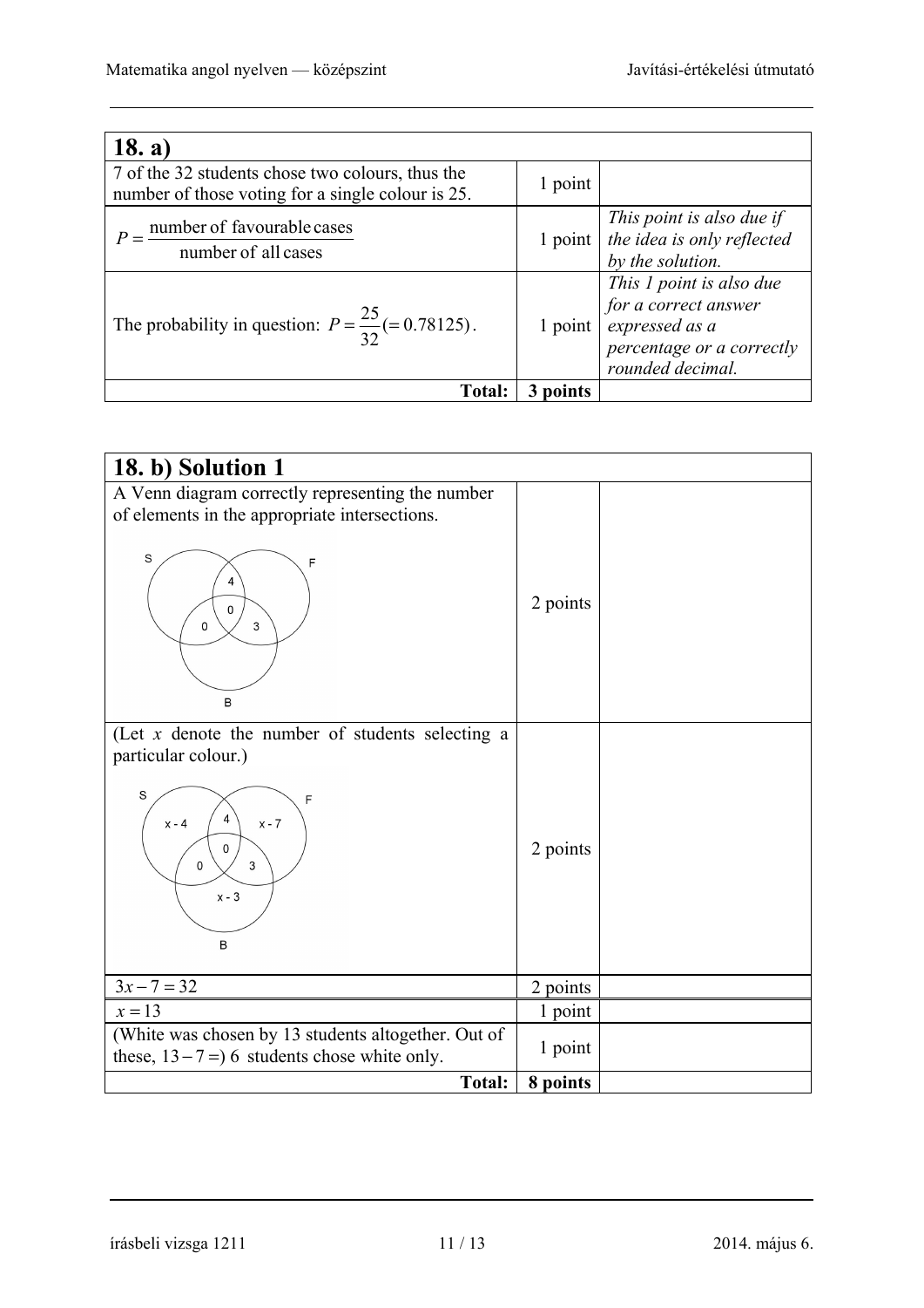| 18. a) | | |
|---|---|---|
| 7 of the 32 students chose two colours, thus the number of those voting for a single colour is 25. | 1 point | |
| $P = \dfrac{\text{number of favourable cases}}{\text{number of all cases}}$ | 1 point | *This point is also due if the idea is only reflected by the solution.* |
| The probability in question: $P = \dfrac{25}{32} (= 0.78125)$. | 1 point | *This 1 point is also due for a correct answer expressed as a percentage or a correctly rounded decimal.* |
| **Total:** | **3 points** | |

| 18. b) Solution 1 | | |
|---|---|---|
| A Venn diagram correctly representing the number of elements in the appropriate intersections. | 2 points | |
| (Let $x$ denote the number of students selecting a particular colour.) | 2 points | |
| $3x - 7 = 32$ | 2 points | |
| $x = 13$ | 1 point | |
| (White was chosen by 13 students altogether. Out of these, $13 - 7 =$) 6 students chose white only. | 1 point | |
| **Total:** | **8 points** | |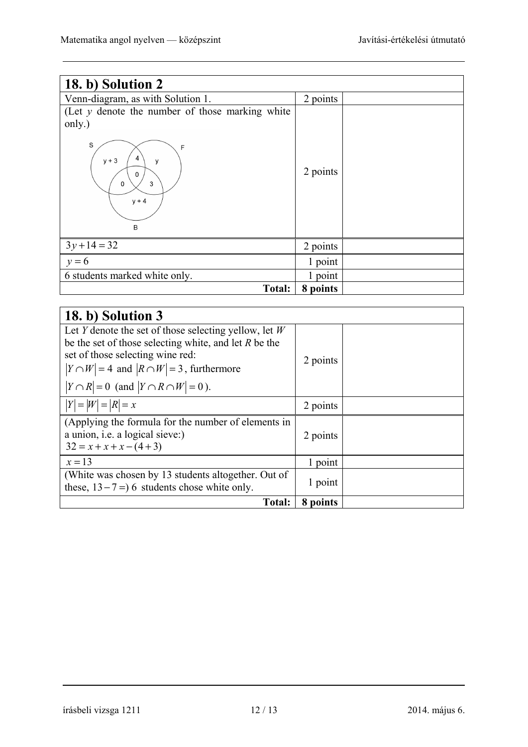| 18. b) Solution 2 | | |
|---|---|---|
| Venn-diagram, as with Solution 1. | 2 points | |
| (Let $y$ denote the number of those marking white only.) S: $y+3$; S∩F: 4; S∩F∩B: 0; S∩B: 0; F: $y$; F∩B: 3; B: $y+4$ | 2 points | |
| $3y + 14 = 32$ | 2 points | |
| $y = 6$ | 1 point | |
| 6 students marked white only. | 1 point | |
| **Total:** | **8 points** | |

| 18. b) Solution 3 | | |
|---|---|---|
| Let $Y$ denote the set of those selecting yellow, let $W$ be the set of those selecting white, and let $R$ be the set of those selecting wine red: $\lvert Y \cap W \rvert = 4$ and $\lvert R \cap W \rvert = 3$, furthermore $\lvert Y \cap R \rvert = 0$ (and $\lvert Y \cap R \cap W \rvert = 0$). | 2 points | |
| $\lvert Y \rvert = \lvert W \rvert = \lvert R \rvert = x$ | 2 points | |
| (Applying the formula for the number of elements in a union, i.e. a logical sieve:) $32 = x + x + x - (4+3)$ | 2 points | |
| $x = 13$ | 1 point | |
| (White was chosen by 13 students altogether. Out of these, $13 - 7 =$) 6 students chose white only. | 1 point | |
| **Total:** | **8 points** | |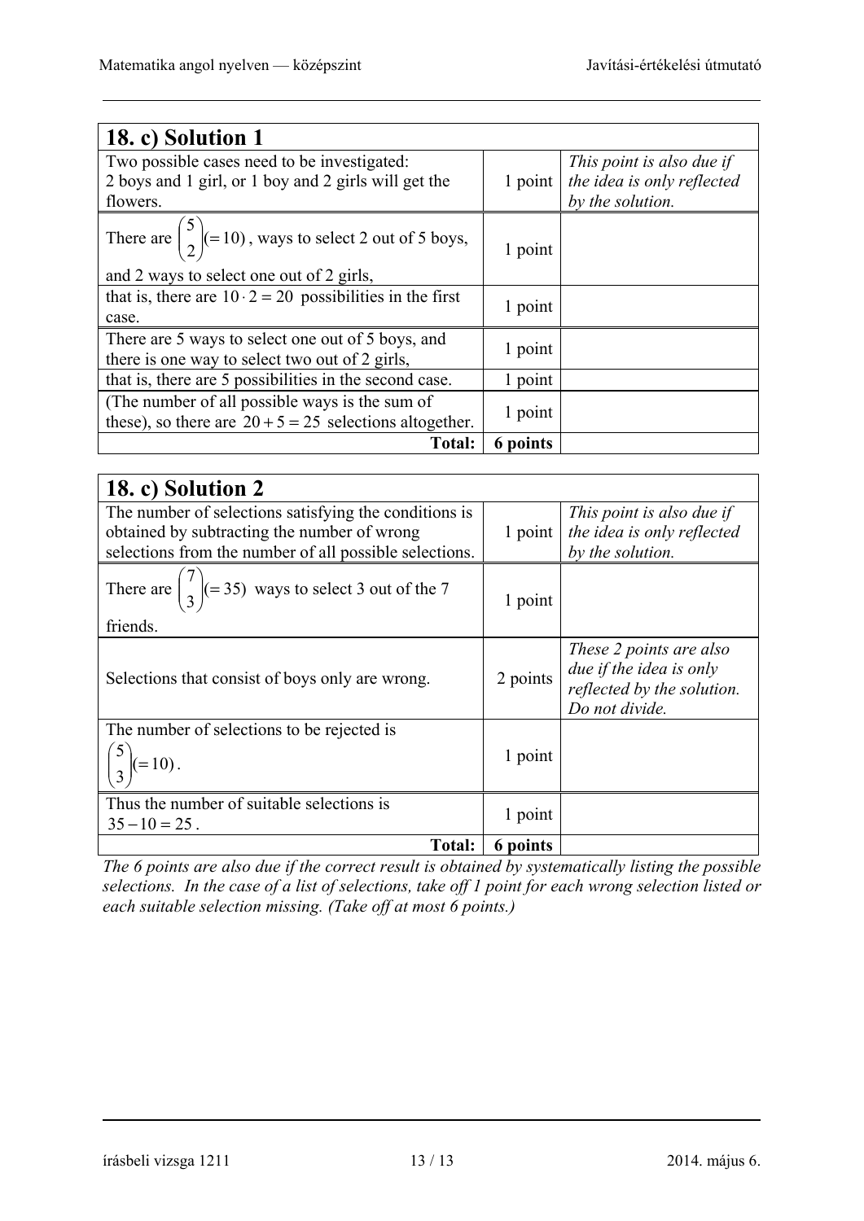| 18. c) Solution 1 | | |
|---|---|---|
| Two possible cases need to be investigated: 2 boys and 1 girl, or 1 boy and 2 girls will get the flowers. | 1 point | *This point is also due if the idea is only reflected by the solution.* |
| There are $\binom{5}{2}(=10)$, ways to select 2 out of 5 boys, and 2 ways to select one out of 2 girls, | 1 point | |
| that is, there are $10 \cdot 2 = 20$ possibilities in the first case. | 1 point | |
| There are 5 ways to select one out of 5 boys, and there is one way to select two out of 2 girls, | 1 point | |
| that is, there are 5 possibilities in the second case. | 1 point | |
| (The number of all possible ways is the sum of these), so there are $20 + 5 = 25$ selections altogether. | 1 point | |
| **Total:** | **6 points** | |

| 18. c) Solution 2 | | |
|---|---|---|
| The number of selections satisfying the conditions is obtained by subtracting the number of wrong selections from the number of all possible selections. | 1 point | *This point is also due if the idea is only reflected by the solution.* |
| There are $\binom{7}{3}(=35)$ ways to select 3 out of the 7 friends. | 1 point | |
| Selections that consist of boys only are wrong. | 2 points | *These 2 points are also due if the idea is only reflected by the solution. Do not divide.* |
| The number of selections to be rejected is $\binom{5}{3}(=10)$. | 1 point | |
| Thus the number of suitable selections is $35 - 10 = 25$. | 1 point | |
| **Total:** | **6 points** | |

*The 6 points are also due if the correct result is obtained by systematically listing the possible selections. In the case of a list of selections, take off 1 point for each wrong selection listed or each suitable selection missing. (Take off at most 6 points.)*